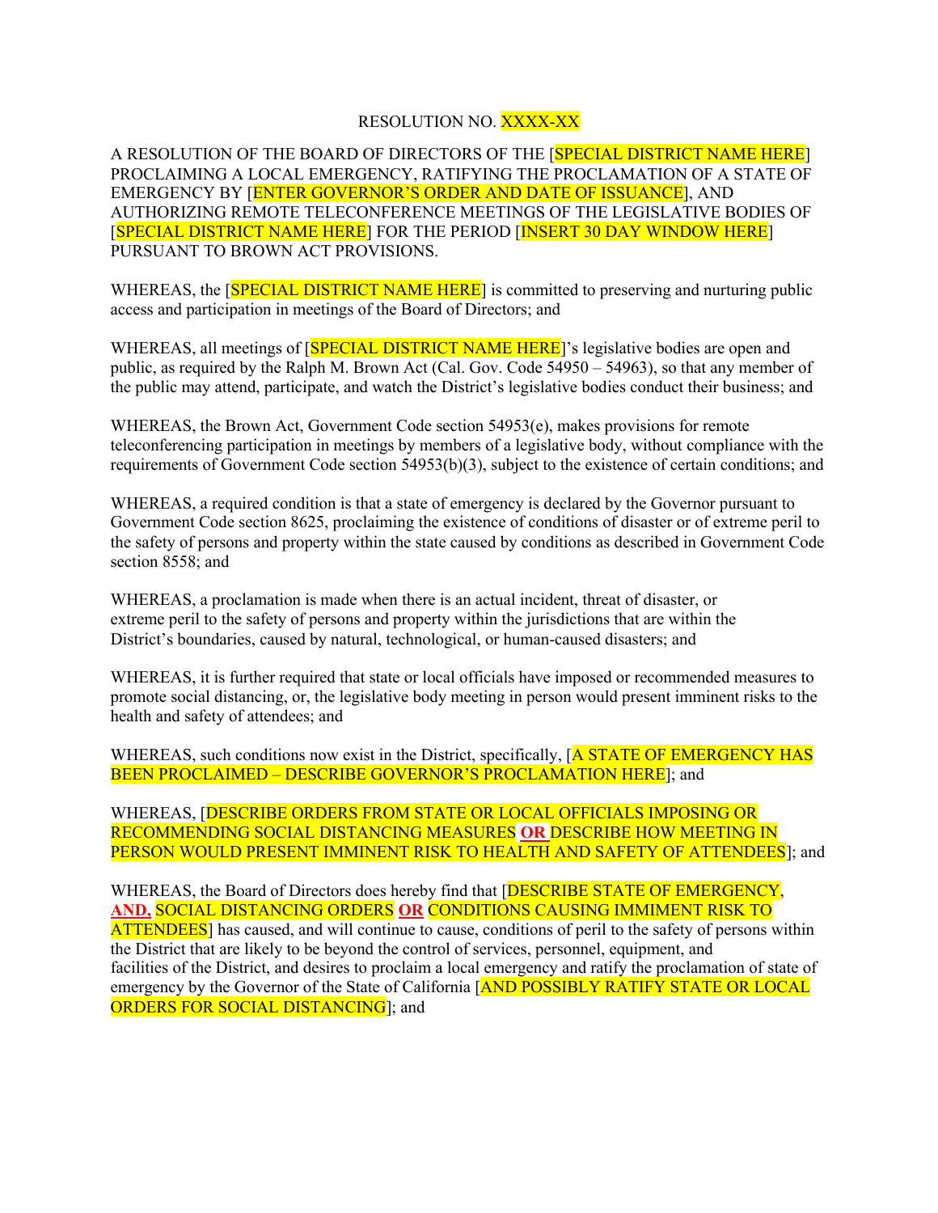RESOLUTION NO. XXXX-XX

A RESOLUTION OF THE BOARD OF DIRECTORS OF THE [SPECIAL DISTRICT NAME HERE] PROCLAIMING A LOCAL EMERGENCY, RATIFYING THE PROCLAMATION OF A STATE OF EMERGENCY BY [ENTER GOVERNOR'S ORDER AND DATE OF ISSUANCE], AND AUTHORIZING REMOTE TELECONFERENCE MEETINGS OF THE LEGISLATIVE BODIES OF [SPECIAL DISTRICT NAME HERE] FOR THE PERIOD [INSERT 30 DAY WINDOW HERE] PURSUANT TO BROWN ACT PROVISIONS.

WHEREAS, the [SPECIAL DISTRICT NAME HERE] is committed to preserving and nurturing public access and participation in meetings of the Board of Directors; and

WHEREAS, all meetings of [SPECIAL DISTRICT NAME HERE]'s legislative bodies are open and public, as required by the Ralph M. Brown Act (Cal. Gov. Code 54950 – 54963), so that any member of the public may attend, participate, and watch the District's legislative bodies conduct their business; and

WHEREAS, the Brown Act, Government Code section 54953(e), makes provisions for remote teleconferencing participation in meetings by members of a legislative body, without compliance with the requirements of Government Code section 54953(b)(3), subject to the existence of certain conditions; and

WHEREAS, a required condition is that a state of emergency is declared by the Governor pursuant to Government Code section 8625, proclaiming the existence of conditions of disaster or of extreme peril to the safety of persons and property within the state caused by conditions as described in Government Code section 8558; and

WHEREAS, a proclamation is made when there is an actual incident, threat of disaster, or extreme peril to the safety of persons and property within the jurisdictions that are within the District's boundaries, caused by natural, technological, or human-caused disasters; and

WHEREAS, it is further required that state or local officials have imposed or recommended measures to promote social distancing, or, the legislative body meeting in person would present imminent risks to the health and safety of attendees; and

WHEREAS, such conditions now exist in the District, specifically, [A STATE OF EMERGENCY HAS BEEN PROCLAIMED – DESCRIBE GOVERNOR'S PROCLAMATION HERE]; and

WHEREAS, [DESCRIBE ORDERS FROM STATE OR LOCAL OFFICIALS IMPOSING OR RECOMMENDING SOCIAL DISTANCING MEASURES **OR** DESCRIBE HOW MEETING IN PERSON WOULD PRESENT IMMINENT RISK TO HEALTH AND SAFETY OF ATTENDEES]; and

WHEREAS, the Board of Directors does hereby find that [DESCRIBE STATE OF EMERGENCY, **AND,** SOCIAL DISTANCING ORDERS **OR** CONDITIONS CAUSING IMMIMENT RISK TO ATTENDEES] has caused, and will continue to cause, conditions of peril to the safety of persons within the District that are likely to be beyond the control of services, personnel, equipment, and facilities of the District, and desires to proclaim a local emergency and ratify the proclamation of state of emergency by the Governor of the State of California [AND POSSIBLY RATIFY STATE OR LOCAL ORDERS FOR SOCIAL DISTANCING]; and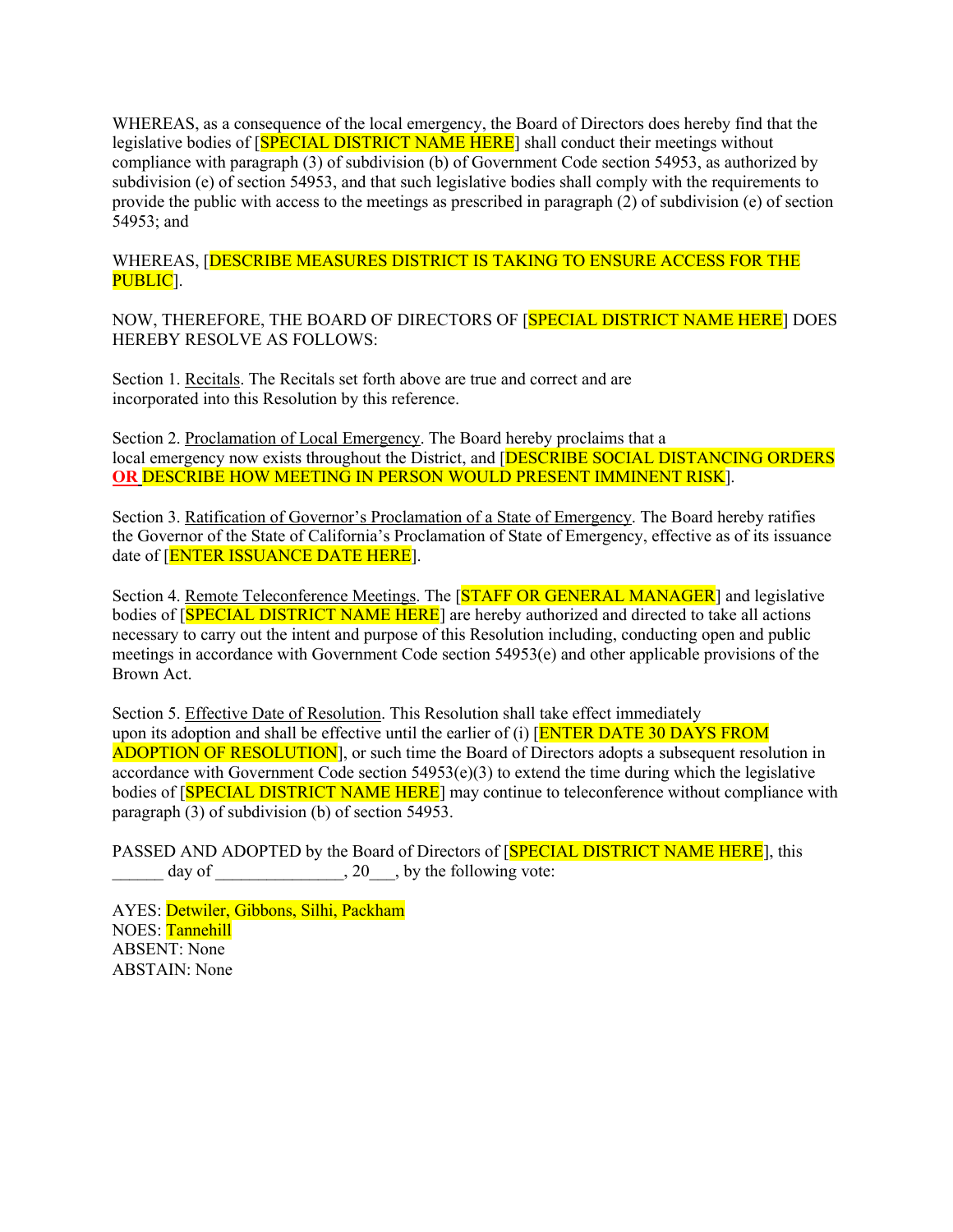WHEREAS, as a consequence of the local emergency, the Board of Directors does hereby find that the legislative bodies of [SPECIAL DISTRICT NAME HERE] shall conduct their meetings without compliance with paragraph (3) of subdivision (b) of Government Code section 54953, as authorized by subdivision (e) of section 54953, and that such legislative bodies shall comply with the requirements to provide the public with access to the meetings as prescribed in paragraph (2) of subdivision (e) of section 54953; and

WHEREAS, [DESCRIBE MEASURES DISTRICT IS TAKING TO ENSURE ACCESS FOR THE PUBLIC].

NOW, THEREFORE, THE BOARD OF DIRECTORS OF [SPECIAL DISTRICT NAME HERE] DOES HEREBY RESOLVE AS FOLLOWS:

Section 1. Recitals. The Recitals set forth above are true and correct and are incorporated into this Resolution by this reference.

Section 2. Proclamation of Local Emergency. The Board hereby proclaims that a local emergency now exists throughout the District, and [DESCRIBE SOCIAL DISTANCING ORDERS **OR** DESCRIBE HOW MEETING IN PERSON WOULD PRESENT IMMINENT RISK].

Section 3. Ratification of Governor's Proclamation of a State of Emergency. The Board hereby ratifies the Governor of the State of California's Proclamation of State of Emergency, effective as of its issuance date of [ENTER ISSUANCE DATE HERE].

Section 4. Remote Teleconference Meetings. The [STAFF OR GENERAL MANAGER] and legislative bodies of [SPECIAL DISTRICT NAME HERE] are hereby authorized and directed to take all actions necessary to carry out the intent and purpose of this Resolution including, conducting open and public meetings in accordance with Government Code section 54953(e) and other applicable provisions of the Brown Act.

Section 5. Effective Date of Resolution. This Resolution shall take effect immediately upon its adoption and shall be effective until the earlier of (i) [ENTER DATE 30 DAYS FROM ADOPTION OF RESOLUTION], or such time the Board of Directors adopts a subsequent resolution in accordance with Government Code section 54953(e)(3) to extend the time during which the legislative bodies of [SPECIAL DISTRICT NAME HERE] may continue to teleconference without compliance with paragraph (3) of subdivision (b) of section 54953.

PASSED AND ADOPTED by the Board of Directors of [SPECIAL DISTRICT NAME HERE], this ______ day of _______________, 20___, by the following vote:

AYES: Detwiler, Gibbons, Silhi, Packham
NOES: Tannehill
ABSENT: None
ABSTAIN: None